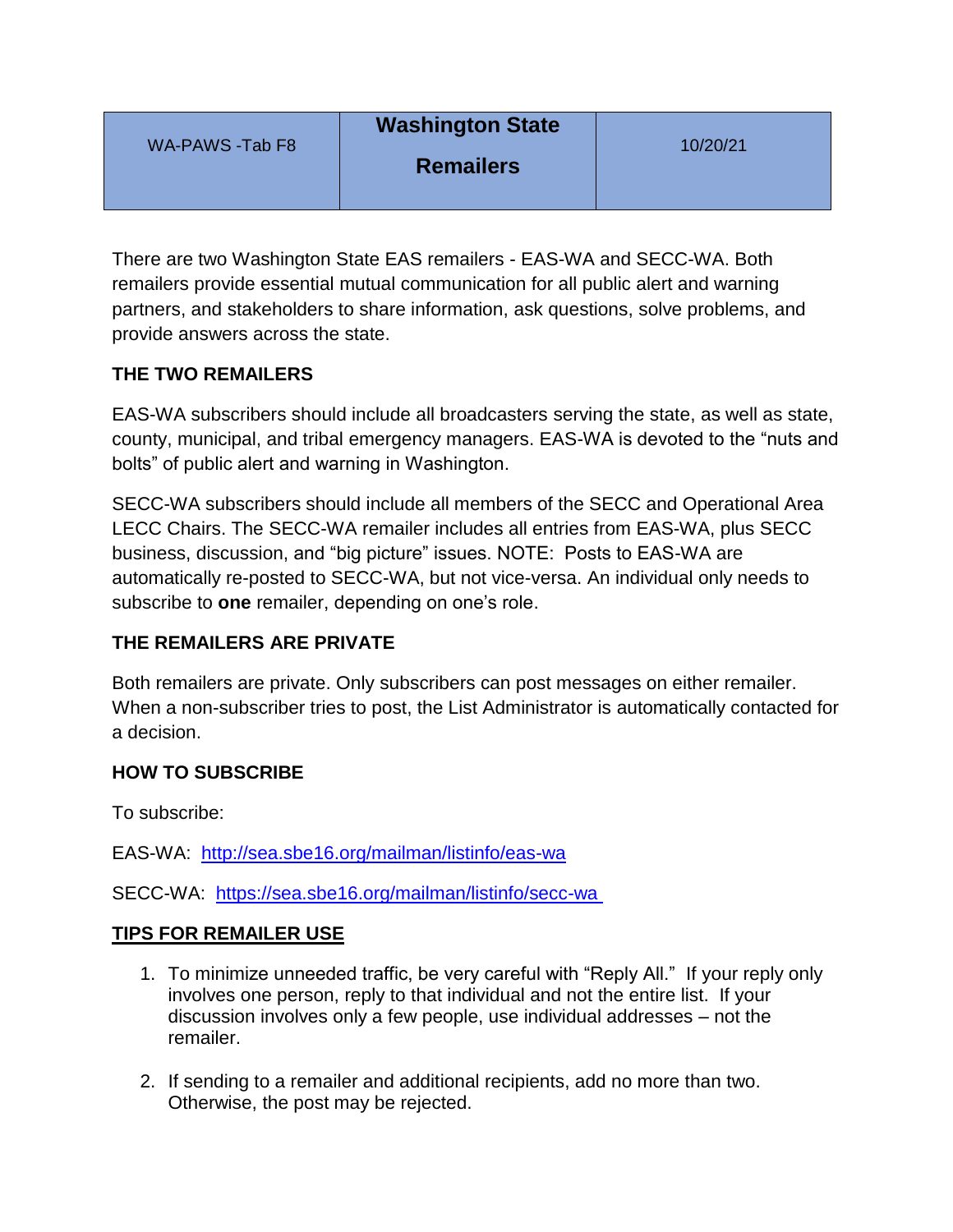| WA-PAWS -Tab F8 | **Washington State Remailers** | 10/20/21 |
|---|---|---|

There are two Washington State EAS remailers - EAS-WA and SECC-WA. Both remailers provide essential mutual communication for all public alert and warning partners, and stakeholders to share information, ask questions, solve problems, and provide answers across the state.

## THE TWO REMAILERS

EAS-WA subscribers should include all broadcasters serving the state, as well as state, county, municipal, and tribal emergency managers. EAS-WA is devoted to the "nuts and bolts" of public alert and warning in Washington.

SECC-WA subscribers should include all members of the SECC and Operational Area LECC Chairs. The SECC-WA remailer includes all entries from EAS-WA, plus SECC business, discussion, and "big picture" issues. NOTE: Posts to EAS-WA are automatically re-posted to SECC-WA, but not vice-versa. An individual only needs to subscribe to **one** remailer, depending on one's role.

## THE REMAILERS ARE PRIVATE

Both remailers are private. Only subscribers can post messages on either remailer. When a non-subscriber tries to post, the List Administrator is automatically contacted for a decision.

## HOW TO SUBSCRIBE

To subscribe:

EAS-WA: [http://sea.sbe16.org/mailman/listinfo/eas-wa](http://sea.sbe16.org/mailman/listinfo/eas-wa)

SECC-WA: [https://sea.sbe16.org/mailman/listinfo/secc-wa](https://sea.sbe16.org/mailman/listinfo/secc-wa)

## TIPS FOR REMAILER USE

1. To minimize unneeded traffic, be very careful with "Reply All." If your reply only involves one person, reply to that individual and not the entire list. If your discussion involves only a few people, use individual addresses – not the remailer.

2. If sending to a remailer and additional recipients, add no more than two. Otherwise, the post may be rejected.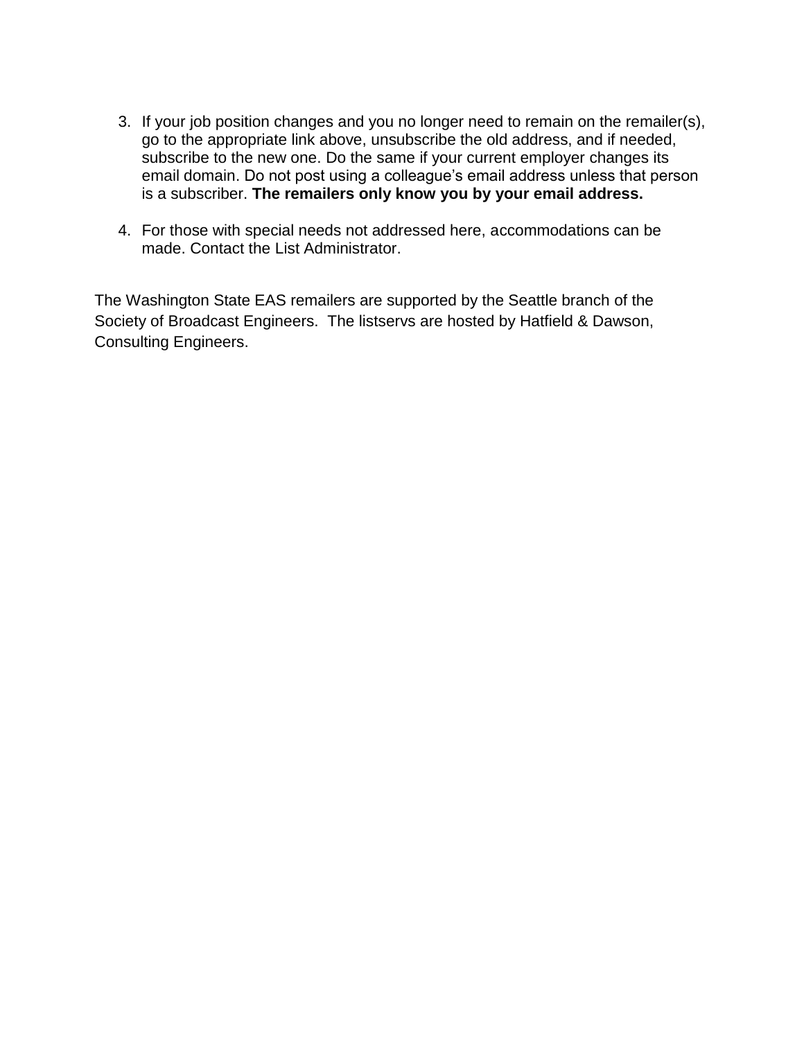3. If your job position changes and you no longer need to remain on the remailer(s), go to the appropriate link above, unsubscribe the old address, and if needed, subscribe to the new one. Do the same if your current employer changes its email domain. Do not post using a colleague's email address unless that person is a subscriber. **The remailers only know you by your email address.**

4. For those with special needs not addressed here, accommodations can be made. Contact the List Administrator.

The Washington State EAS remailers are supported by the Seattle branch of the Society of Broadcast Engineers. The listservs are hosted by Hatfield & Dawson, Consulting Engineers.